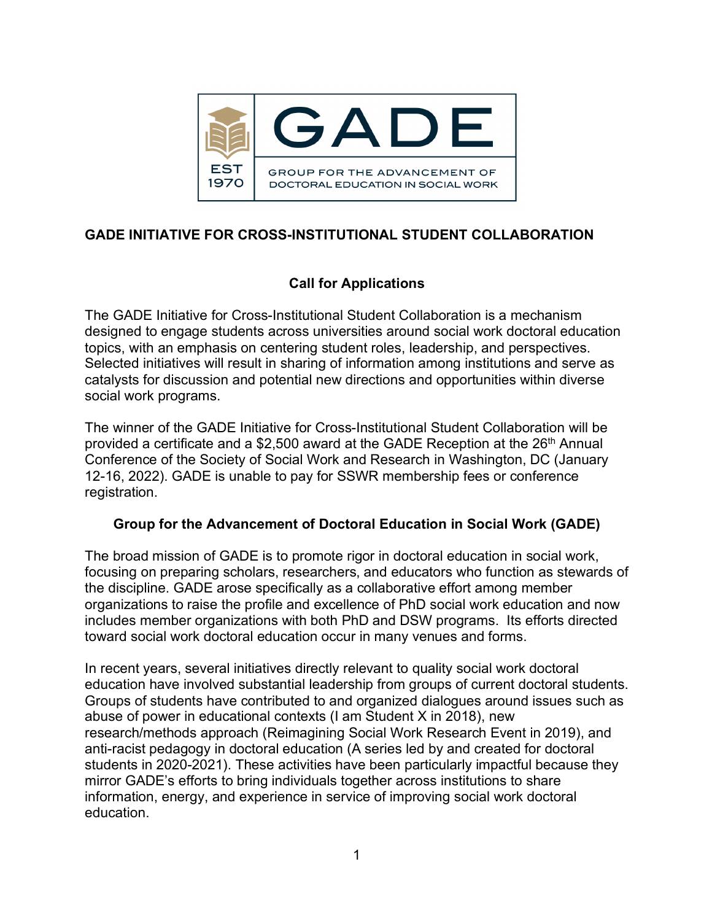GADE

EST 1970

GROUP FOR THE ADVANCEMENT OF DOCTORAL EDUCATION IN SOCIAL WORK

# GADE INITIATIVE FOR CROSS-INSTITUTIONAL STUDENT COLLABORATION

## Call for Applications

The GADE Initiative for Cross-Institutional Student Collaboration is a mechanism designed to engage students across universities around social work doctoral education topics, with an emphasis on centering student roles, leadership, and perspectives. Selected initiatives will result in sharing of information among institutions and serve as catalysts for discussion and potential new directions and opportunities within diverse social work programs.

The winner of the GADE Initiative for Cross-Institutional Student Collaboration will be provided a certificate and a $2,500 award at the GADE Reception at the 26th Annual Conference of the Society of Social Work and Research in Washington, DC (January 12-16, 2022). GADE is unable to pay for SSWR membership fees or conference registration.

## Group for the Advancement of Doctoral Education in Social Work (GADE)

The broad mission of GADE is to promote rigor in doctoral education in social work, focusing on preparing scholars, researchers, and educators who function as stewards of the discipline. GADE arose specifically as a collaborative effort among member organizations to raise the profile and excellence of PhD social work education and now includes member organizations with both PhD and DSW programs. Its efforts directed toward social work doctoral education occur in many venues and forms.

In recent years, several initiatives directly relevant to quality social work doctoral education have involved substantial leadership from groups of current doctoral students. Groups of students have contributed to and organized dialogues around issues such as abuse of power in educational contexts (I am Student X in 2018), new research/methods approach (Reimagining Social Work Research Event in 2019), and anti-racist pedagogy in doctoral education (A series led by and created for doctoral students in 2020-2021). These activities have been particularly impactful because they mirror GADE's efforts to bring individuals together across institutions to share information, energy, and experience in service of improving social work doctoral education.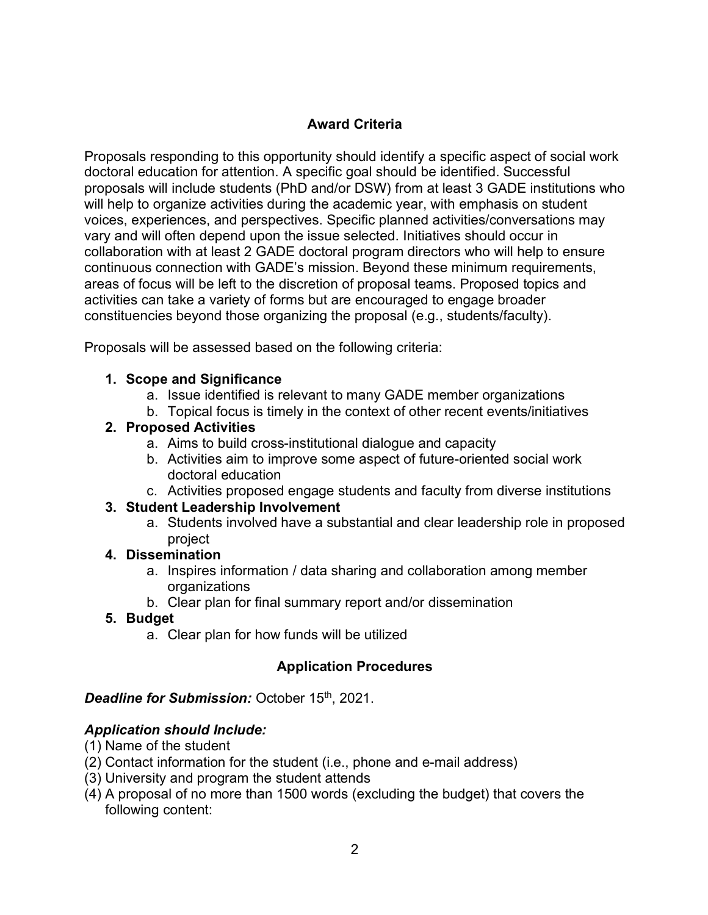## Award Criteria

Proposals responding to this opportunity should identify a specific aspect of social work doctoral education for attention. A specific goal should be identified. Successful proposals will include students (PhD and/or DSW) from at least 3 GADE institutions who will help to organize activities during the academic year, with emphasis on student voices, experiences, and perspectives. Specific planned activities/conversations may vary and will often depend upon the issue selected. Initiatives should occur in collaboration with at least 2 GADE doctoral program directors who will help to ensure continuous connection with GADE's mission. Beyond these minimum requirements, areas of focus will be left to the discretion of proposal teams. Proposed topics and activities can take a variety of forms but are encouraged to engage broader constituencies beyond those organizing the proposal (e.g., students/faculty).

Proposals will be assessed based on the following criteria:

1. **Scope and Significance**
   a. Issue identified is relevant to many GADE member organizations
   b. Topical focus is timely in the context of other recent events/initiatives
2. **Proposed Activities**
   a. Aims to build cross-institutional dialogue and capacity
   b. Activities aim to improve some aspect of future-oriented social work doctoral education
   c. Activities proposed engage students and faculty from diverse institutions
3. **Student Leadership Involvement**
   a. Students involved have a substantial and clear leadership role in proposed project
4. **Dissemination**
   a. Inspires information / data sharing and collaboration among member organizations
   b. Clear plan for final summary report and/or dissemination
5. **Budget**
   a. Clear plan for how funds will be utilized

## Application Procedures

***Deadline for Submission:*** October 15th, 2021.

***Application should Include:***

(1) Name of the student
(2) Contact information for the student (i.e., phone and e-mail address)
(3) University and program the student attends
(4) A proposal of no more than 1500 words (excluding the budget) that covers the following content: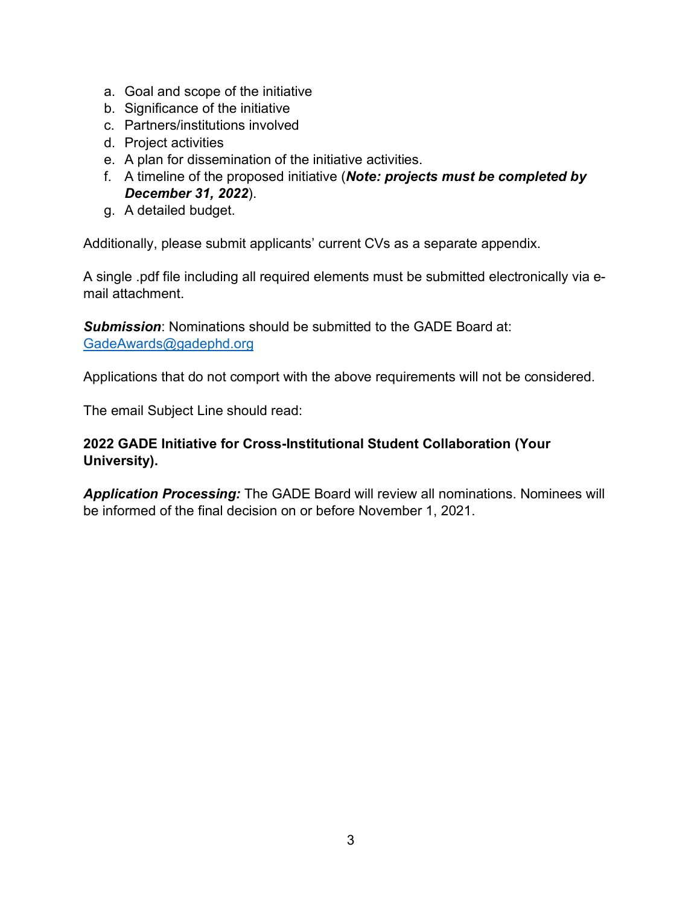a. Goal and scope of the initiative
b. Significance of the initiative
c. Partners/institutions involved
d. Project activities
e. A plan for dissemination of the initiative activities.
f. A timeline of the proposed initiative (***Note: projects must be completed by December 31, 2022***).
g. A detailed budget.

Additionally, please submit applicants' current CVs as a separate appendix.

A single .pdf file including all required elements must be submitted electronically via e-mail attachment.

***Submission***: Nominations should be submitted to the GADE Board at: [GadeAwards@gadephd.org](mailto:GadeAwards@gadephd.org)

Applications that do not comport with the above requirements will not be considered.

The email Subject Line should read:

**2022 GADE Initiative for Cross-Institutional Student Collaboration (Your University).**

***Application Processing:*** The GADE Board will review all nominations. Nominees will be informed of the final decision on or before November 1, 2021.